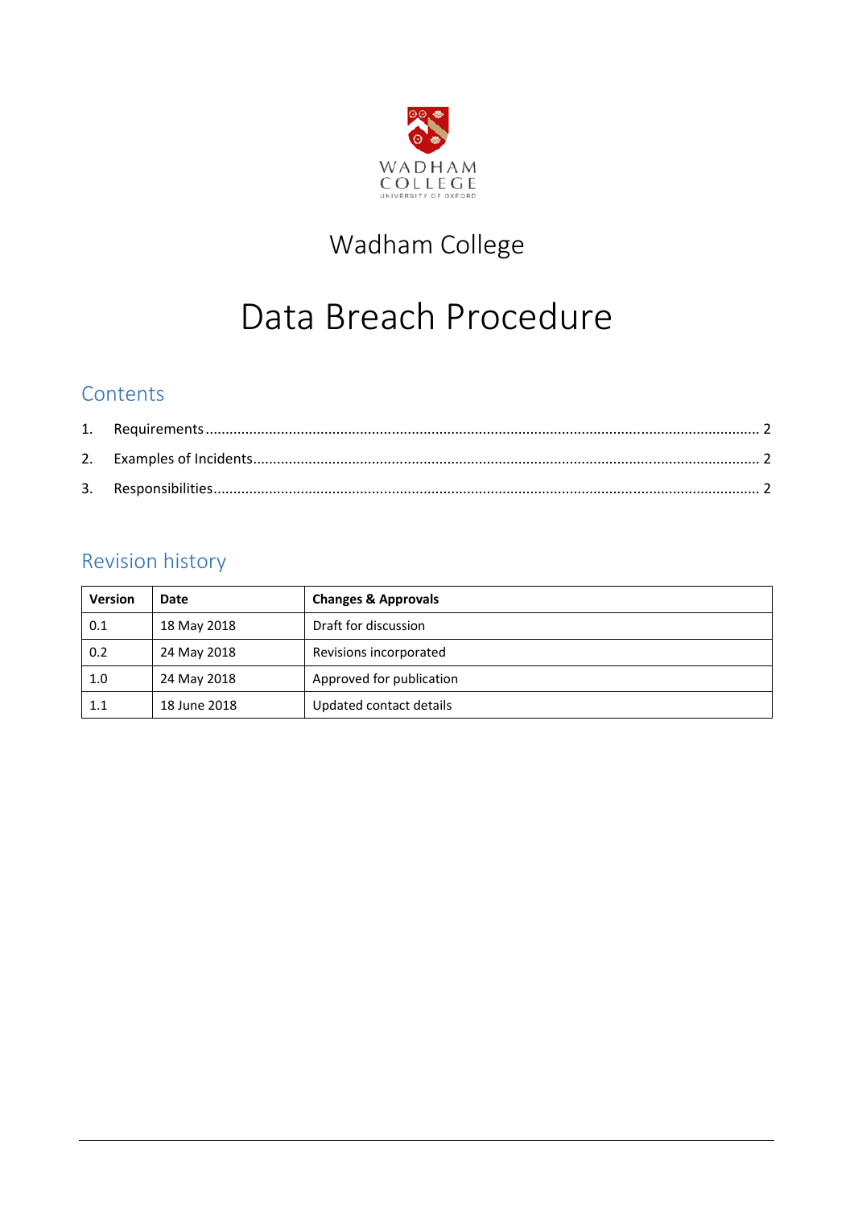WADHAM COLLEGE

UNIVERSITY OF OXFORD

# Wadham College

# Data Breach Procedure

## Contents

1. Requirements ........................................................................................................ 2
2. Examples of Incidents ............................................................................................ 2
3. Responsibilities ...................................................................................................... 2

## Revision history

| Version | Date | Changes & Approvals |
|---|---|---|
| 0.1 | 18 May 2018 | Draft for discussion |
| 0.2 | 24 May 2018 | Revisions incorporated |
| 1.0 | 24 May 2018 | Approved for publication |
| 1.1 | 18 June 2018 | Updated contact details |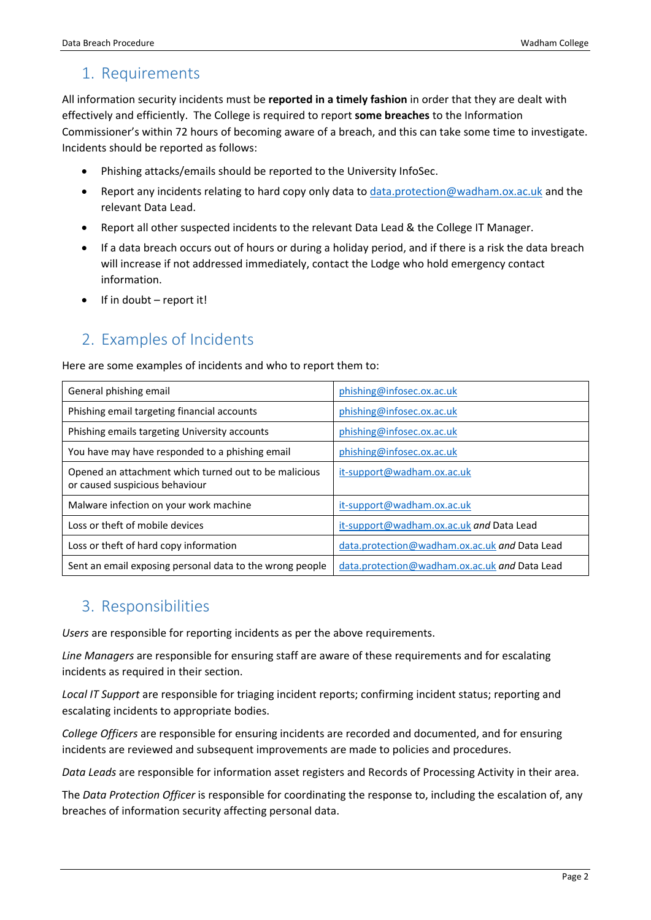## 1. Requirements

All information security incidents must be **reported in a timely fashion** in order that they are dealt with effectively and efficiently. The College is required to report **some breaches** to the Information Commissioner's within 72 hours of becoming aware of a breach, and this can take some time to investigate. Incidents should be reported as follows:

- Phishing attacks/emails should be reported to the University InfoSec.
- Report any incidents relating to hard copy only data to data.protection@wadham.ox.ac.uk and the relevant Data Lead.
- Report all other suspected incidents to the relevant Data Lead & the College IT Manager.
- If a data breach occurs out of hours or during a holiday period, and if there is a risk the data breach will increase if not addressed immediately, contact the Lodge who hold emergency contact information.
- If in doubt – report it!

## 2. Examples of Incidents

Here are some examples of incidents and who to report them to:

| | |
|---|---|
| General phishing email | phishing@infosec.ox.ac.uk |
| Phishing email targeting financial accounts | phishing@infosec.ox.ac.uk |
| Phishing emails targeting University accounts | phishing@infosec.ox.ac.uk |
| You have may have responded to a phishing email | phishing@infosec.ox.ac.uk |
| Opened an attachment which turned out to be malicious or caused suspicious behaviour | it-support@wadham.ox.ac.uk |
| Malware infection on your work machine | it-support@wadham.ox.ac.uk |
| Loss or theft of mobile devices | it-support@wadham.ox.ac.uk *and* Data Lead |
| Loss or theft of hard copy information | data.protection@wadham.ox.ac.uk *and* Data Lead |
| Sent an email exposing personal data to the wrong people | data.protection@wadham.ox.ac.uk *and* Data Lead |

## 3. Responsibilities

*Users* are responsible for reporting incidents as per the above requirements.

*Line Managers* are responsible for ensuring staff are aware of these requirements and for escalating incidents as required in their section.

*Local IT Support* are responsible for triaging incident reports; confirming incident status; reporting and escalating incidents to appropriate bodies.

*College Officers* are responsible for ensuring incidents are recorded and documented, and for ensuring incidents are reviewed and subsequent improvements are made to policies and procedures.

*Data Leads* are responsible for information asset registers and Records of Processing Activity in their area.

The *Data Protection Officer* is responsible for coordinating the response to, including the escalation of, any breaches of information security affecting personal data.